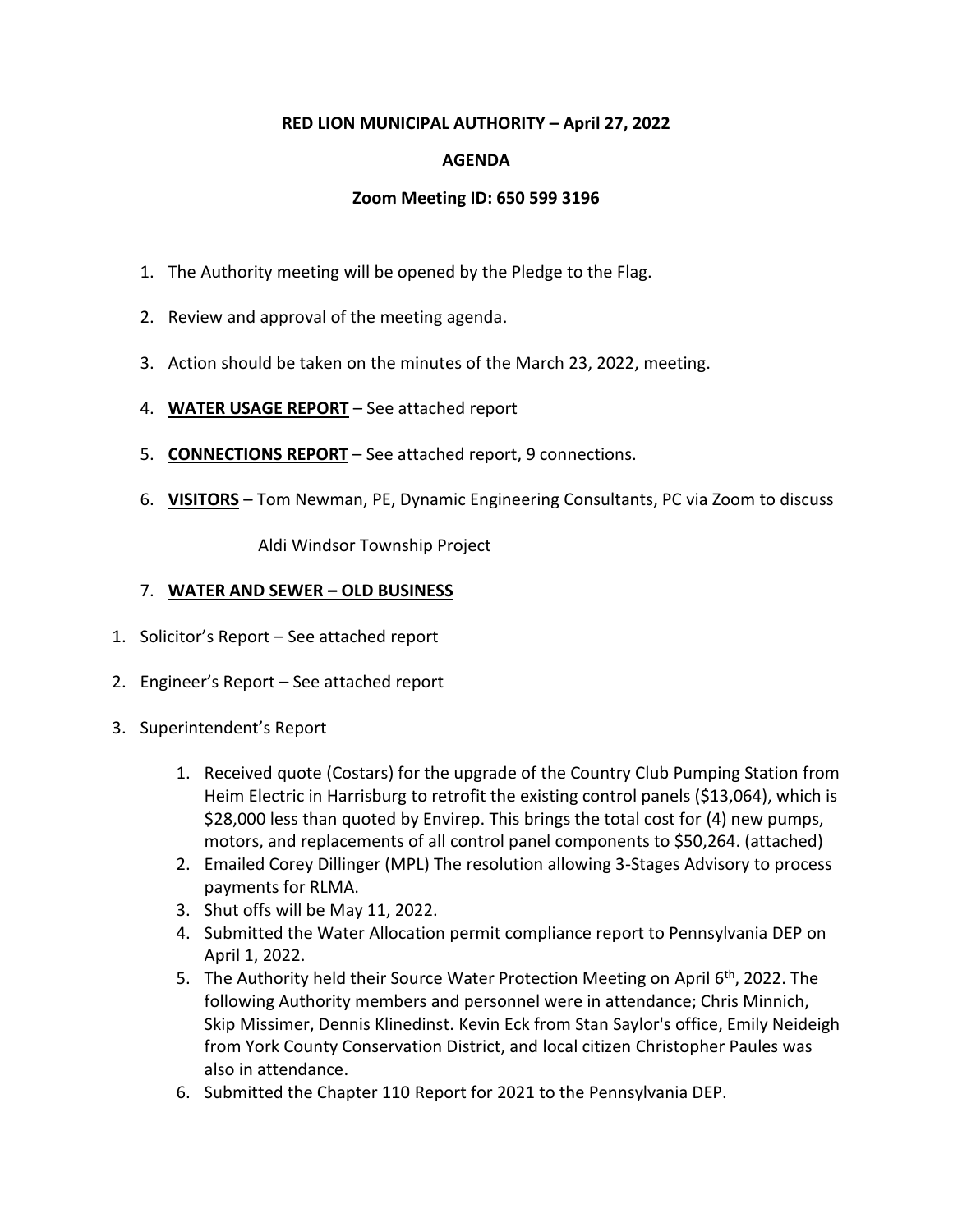**RED LION MUNICIPAL AUTHORITY – April 27, 2022**

**AGENDA**

**Zoom Meeting ID: 650 599 3196**

1. The Authority meeting will be opened by the Pledge to the Flag.

2. Review and approval of the meeting agenda.

3. Action should be taken on the minutes of the March 23, 2022, meeting.

4. **WATER USAGE REPORT** – See attached report

5. **CONNECTIONS REPORT** – See attached report, 9 connections.

6. **VISITORS** – Tom Newman, PE, Dynamic Engineering Consultants, PC via Zoom to discuss

   Aldi Windsor Township Project

7. **WATER AND SEWER – OLD BUSINESS**

1. Solicitor's Report – See attached report

2. Engineer's Report – See attached report

3. Superintendent's Report

    1. Received quote (Costars) for the upgrade of the Country Club Pumping Station from Heim Electric in Harrisburg to retrofit the existing control panels ($13,064), which is $28,000 less than quoted by Envirep. This brings the total cost for (4) new pumps, motors, and replacements of all control panel components to $50,264. (attached)
    2. Emailed Corey Dillinger (MPL) The resolution allowing 3-Stages Advisory to process payments for RLMA.
    3. Shut offs will be May 11, 2022.
    4. Submitted the Water Allocation permit compliance report to Pennsylvania DEP on April 1, 2022.
    5. The Authority held their Source Water Protection Meeting on April 6th, 2022. The following Authority members and personnel were in attendance; Chris Minnich, Skip Missimer, Dennis Klinedinst. Kevin Eck from Stan Saylor's office, Emily Neideigh from York County Conservation District, and local citizen Christopher Paules was also in attendance.
    6. Submitted the Chapter 110 Report for 2021 to the Pennsylvania DEP.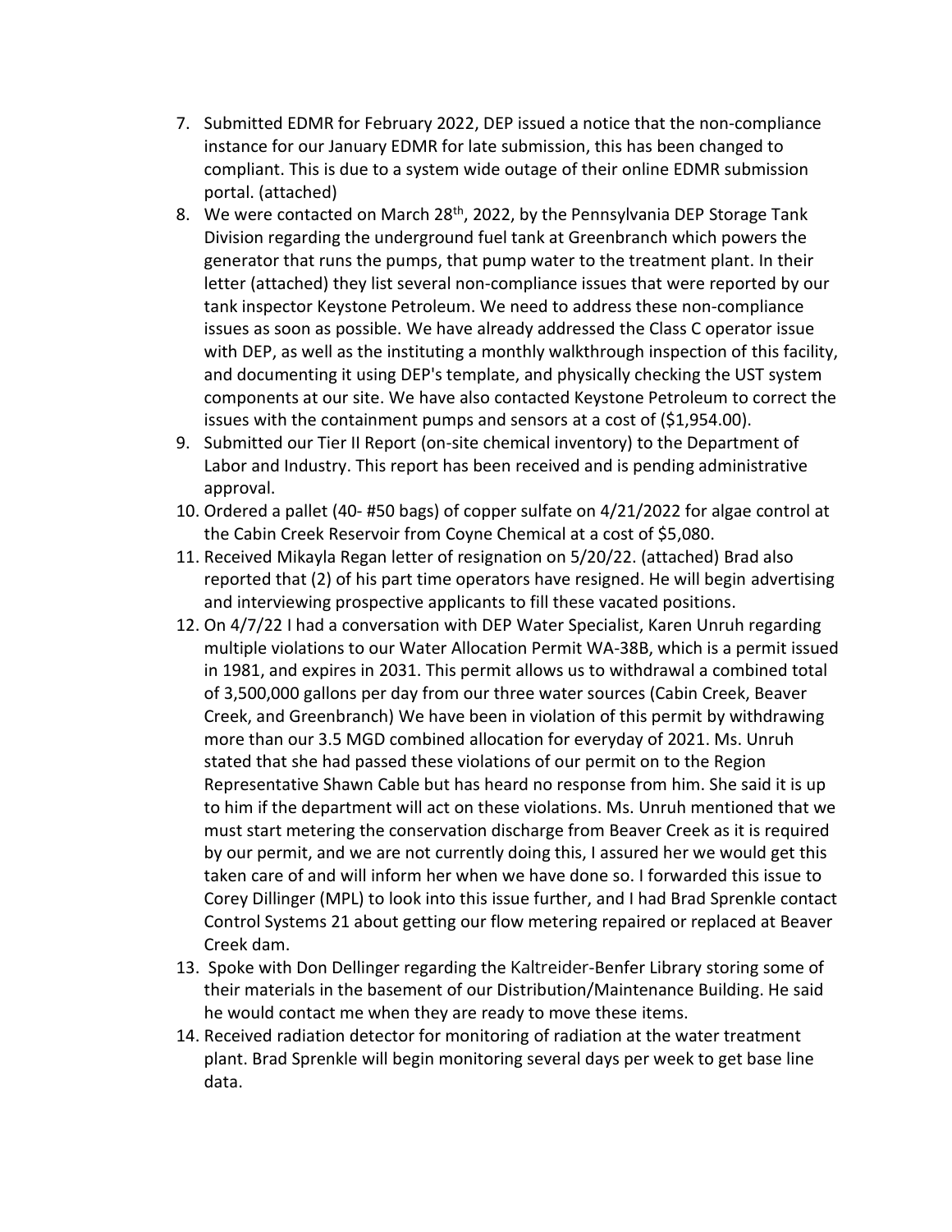7. Submitted EDMR for February 2022, DEP issued a notice that the non-compliance instance for our January EDMR for late submission, this has been changed to compliant. This is due to a system wide outage of their online EDMR submission portal. (attached)
8. We were contacted on March 28th, 2022, by the Pennsylvania DEP Storage Tank Division regarding the underground fuel tank at Greenbranch which powers the generator that runs the pumps, that pump water to the treatment plant. In their letter (attached) they list several non-compliance issues that were reported by our tank inspector Keystone Petroleum. We need to address these non-compliance issues as soon as possible. We have already addressed the Class C operator issue with DEP, as well as the instituting a monthly walkthrough inspection of this facility, and documenting it using DEP's template, and physically checking the UST system components at our site. We have also contacted Keystone Petroleum to correct the issues with the containment pumps and sensors at a cost of ($1,954.00).
9. Submitted our Tier II Report (on-site chemical inventory) to the Department of Labor and Industry. This report has been received and is pending administrative approval.
10. Ordered a pallet (40- #50 bags) of copper sulfate on 4/21/2022 for algae control at the Cabin Creek Reservoir from Coyne Chemical at a cost of $5,080.
11. Received Mikayla Regan letter of resignation on 5/20/22. (attached) Brad also reported that (2) of his part time operators have resigned. He will begin advertising and interviewing prospective applicants to fill these vacated positions.
12. On 4/7/22 I had a conversation with DEP Water Specialist, Karen Unruh regarding multiple violations to our Water Allocation Permit WA-38B, which is a permit issued in 1981, and expires in 2031. This permit allows us to withdrawal a combined total of 3,500,000 gallons per day from our three water sources (Cabin Creek, Beaver Creek, and Greenbranch) We have been in violation of this permit by withdrawing more than our 3.5 MGD combined allocation for everyday of 2021. Ms. Unruh stated that she had passed these violations of our permit on to the Region Representative Shawn Cable but has heard no response from him. She said it is up to him if the department will act on these violations. Ms. Unruh mentioned that we must start metering the conservation discharge from Beaver Creek as it is required by our permit, and we are not currently doing this, I assured her we would get this taken care of and will inform her when we have done so. I forwarded this issue to Corey Dillinger (MPL) to look into this issue further, and I had Brad Sprenkle contact Control Systems 21 about getting our flow metering repaired or replaced at Beaver Creek dam.
13. Spoke with Don Dellinger regarding the Kaltreider-Benfer Library storing some of their materials in the basement of our Distribution/Maintenance Building. He said he would contact me when they are ready to move these items.
14. Received radiation detector for monitoring of radiation at the water treatment plant. Brad Sprenkle will begin monitoring several days per week to get base line data.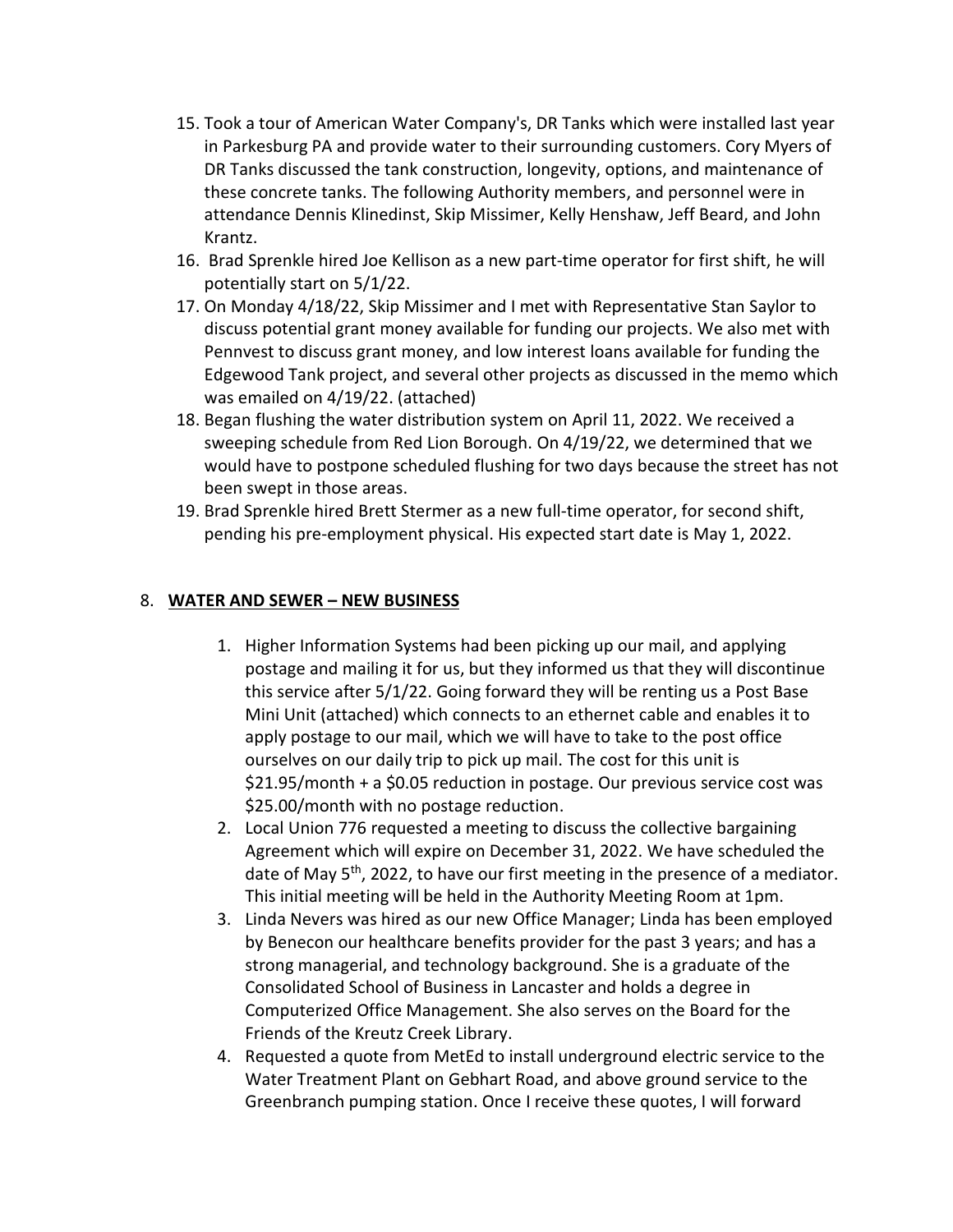15. Took a tour of American Water Company's, DR Tanks which were installed last year in Parkesburg PA and provide water to their surrounding customers. Cory Myers of DR Tanks discussed the tank construction, longevity, options, and maintenance of these concrete tanks. The following Authority members, and personnel were in attendance Dennis Klinedinst, Skip Missimer, Kelly Henshaw, Jeff Beard, and John Krantz.
16. Brad Sprenkle hired Joe Kellison as a new part-time operator for first shift, he will potentially start on 5/1/22.
17. On Monday 4/18/22, Skip Missimer and I met with Representative Stan Saylor to discuss potential grant money available for funding our projects. We also met with Pennvest to discuss grant money, and low interest loans available for funding the Edgewood Tank project, and several other projects as discussed in the memo which was emailed on 4/19/22. (attached)
18. Began flushing the water distribution system on April 11, 2022. We received a sweeping schedule from Red Lion Borough. On 4/19/22, we determined that we would have to postpone scheduled flushing for two days because the street has not been swept in those areas.
19. Brad Sprenkle hired Brett Stermer as a new full-time operator, for second shift, pending his pre-employment physical. His expected start date is May 1, 2022.

## 8. <u>WATER AND SEWER – NEW BUSINESS</u>

1. Higher Information Systems had been picking up our mail, and applying postage and mailing it for us, but they informed us that they will discontinue this service after 5/1/22. Going forward they will be renting us a Post Base Mini Unit (attached) which connects to an ethernet cable and enables it to apply postage to our mail, which we will have to take to the post office ourselves on our daily trip to pick up mail. The cost for this unit is $21.95/month + a $0.05 reduction in postage. Our previous service cost was $25.00/month with no postage reduction.
2. Local Union 776 requested a meeting to discuss the collective bargaining Agreement which will expire on December 31, 2022. We have scheduled the date of May 5th, 2022, to have our first meeting in the presence of a mediator. This initial meeting will be held in the Authority Meeting Room at 1pm.
3. Linda Nevers was hired as our new Office Manager; Linda has been employed by Benecon our healthcare benefits provider for the past 3 years; and has a strong managerial, and technology background. She is a graduate of the Consolidated School of Business in Lancaster and holds a degree in Computerized Office Management. She also serves on the Board for the Friends of the Kreutz Creek Library.
4. Requested a quote from MetEd to install underground electric service to the Water Treatment Plant on Gebhart Road, and above ground service to the Greenbranch pumping station. Once I receive these quotes, I will forward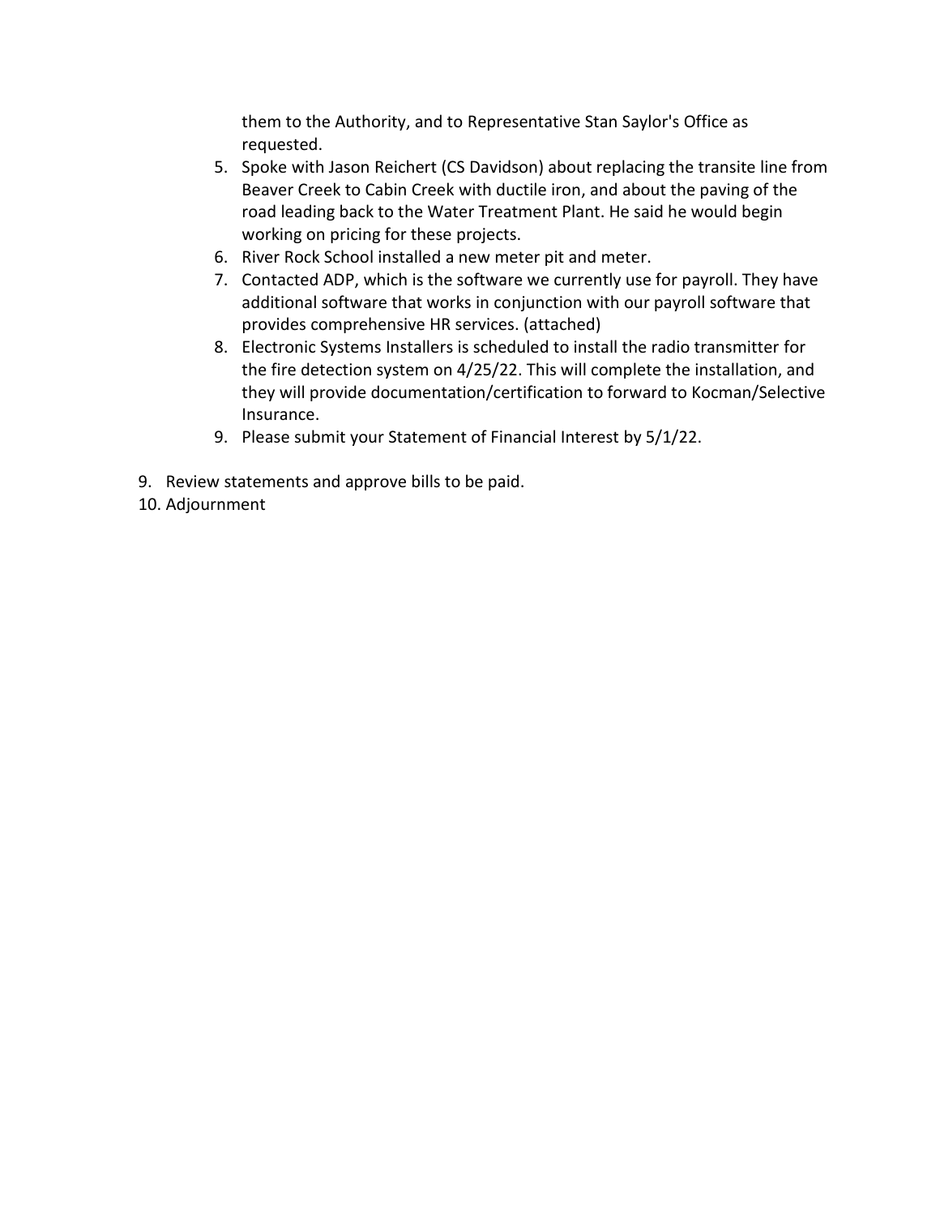them to the Authority, and to Representative Stan Saylor's Office as requested.

5. Spoke with Jason Reichert (CS Davidson) about replacing the transite line from Beaver Creek to Cabin Creek with ductile iron, and about the paving of the road leading back to the Water Treatment Plant. He said he would begin working on pricing for these projects.
6. River Rock School installed a new meter pit and meter.
7. Contacted ADP, which is the software we currently use for payroll. They have additional software that works in conjunction with our payroll software that provides comprehensive HR services. (attached)
8. Electronic Systems Installers is scheduled to install the radio transmitter for the fire detection system on 4/25/22. This will complete the installation, and they will provide documentation/certification to forward to Kocman/Selective Insurance.
9. Please submit your Statement of Financial Interest by 5/1/22.

9. Review statements and approve bills to be paid.
10. Adjournment